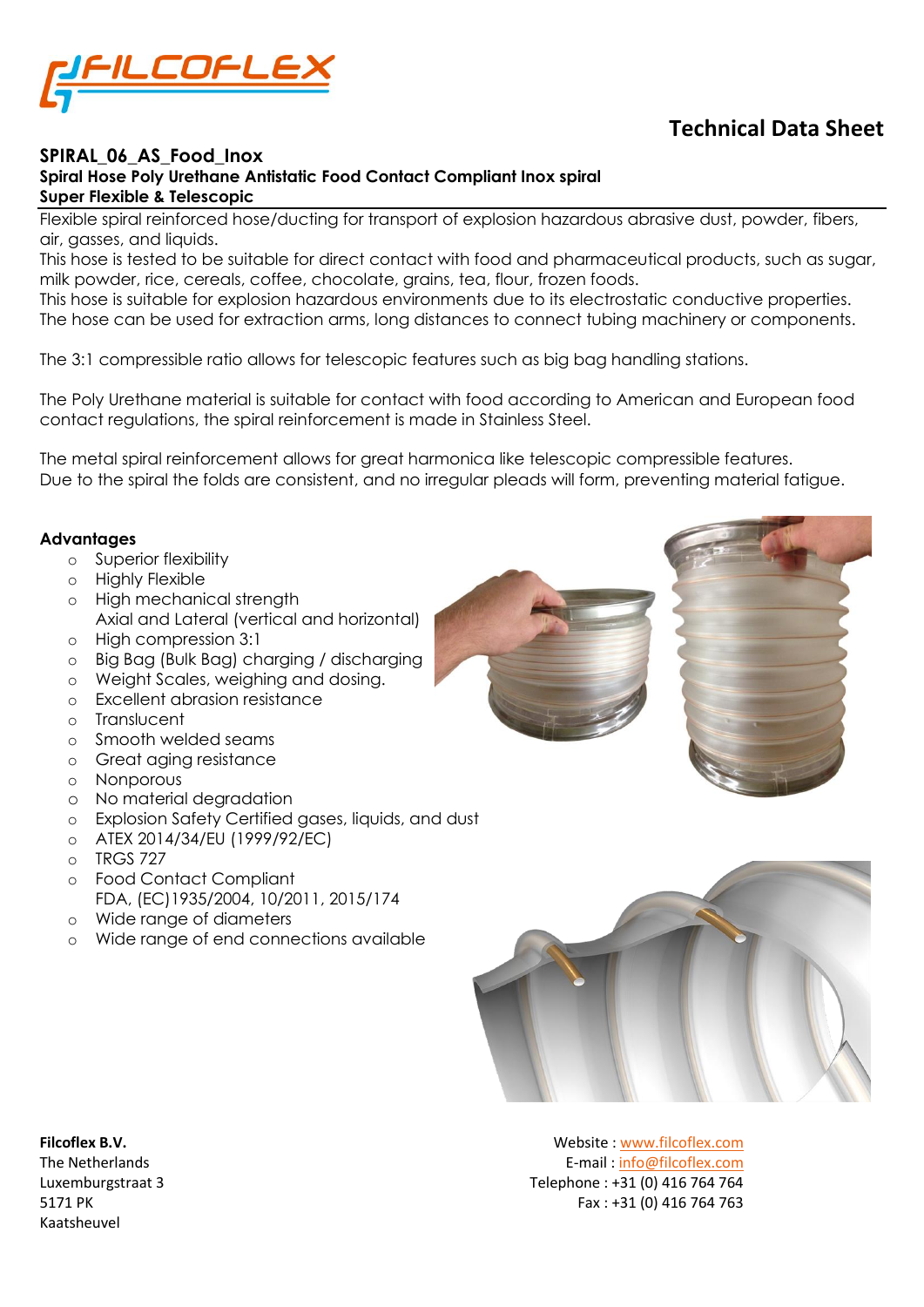# Technical Data Sheet

## SPIRAL_06_AS_Food_Inox

**Spiral Hose Poly Urethane Antistatic Food Contact Compliant Inox spiral**
**Super Flexible & Telescopic**

Flexible spiral reinforced hose/ducting for transport of explosion hazardous abrasive dust, powder, fibers, air, gasses, and liquids.
This hose is tested to be suitable for direct contact with food and pharmaceutical products, such as sugar, milk powder, rice, cereals, coffee, chocolate, grains, tea, flour, frozen foods.
This hose is suitable for explosion hazardous environments due to its electrostatic conductive properties.
The hose can be used for extraction arms, long distances to connect tubing machinery or components.

The 3:1 compressible ratio allows for telescopic features such as big bag handling stations.

The Poly Urethane material is suitable for contact with food according to American and European food contact regulations, the spiral reinforcement is made in Stainless Steel.

The metal spiral reinforcement allows for great harmonica like telescopic compressible features.
Due to the spiral the folds are consistent, and no irregular pleads will form, preventing material fatigue.

### Advantages

- Superior flexibility
- Highly Flexible
- High mechanical strength
  Axial and Lateral (vertical and horizontal)
- High compression 3:1
- Big Bag (Bulk Bag) charging / discharging
- Weight Scales, weighing and dosing.
- Excellent abrasion resistance
- Translucent
- Smooth welded seams
- Great aging resistance
- Nonporous
- No material degradation
- Explosion Safety Certified gases, liquids, and dust
- ATEX 2014/34/EU (1999/92/EC)
- TRGS 727
- Food Contact Compliant
  FDA, (EC)1935/2004, 10/2011, 2015/174
- Wide range of diameters
- Wide range of end connections available

**Filcoflex B.V.**
The Netherlands
Luxemburgstraat 3
5171 PK
Kaatsheuvel

Website : www.filcoflex.com
E-mail : info@filcoflex.com
Telephone : +31 (0) 416 764 764
Fax : +31 (0) 416 764 763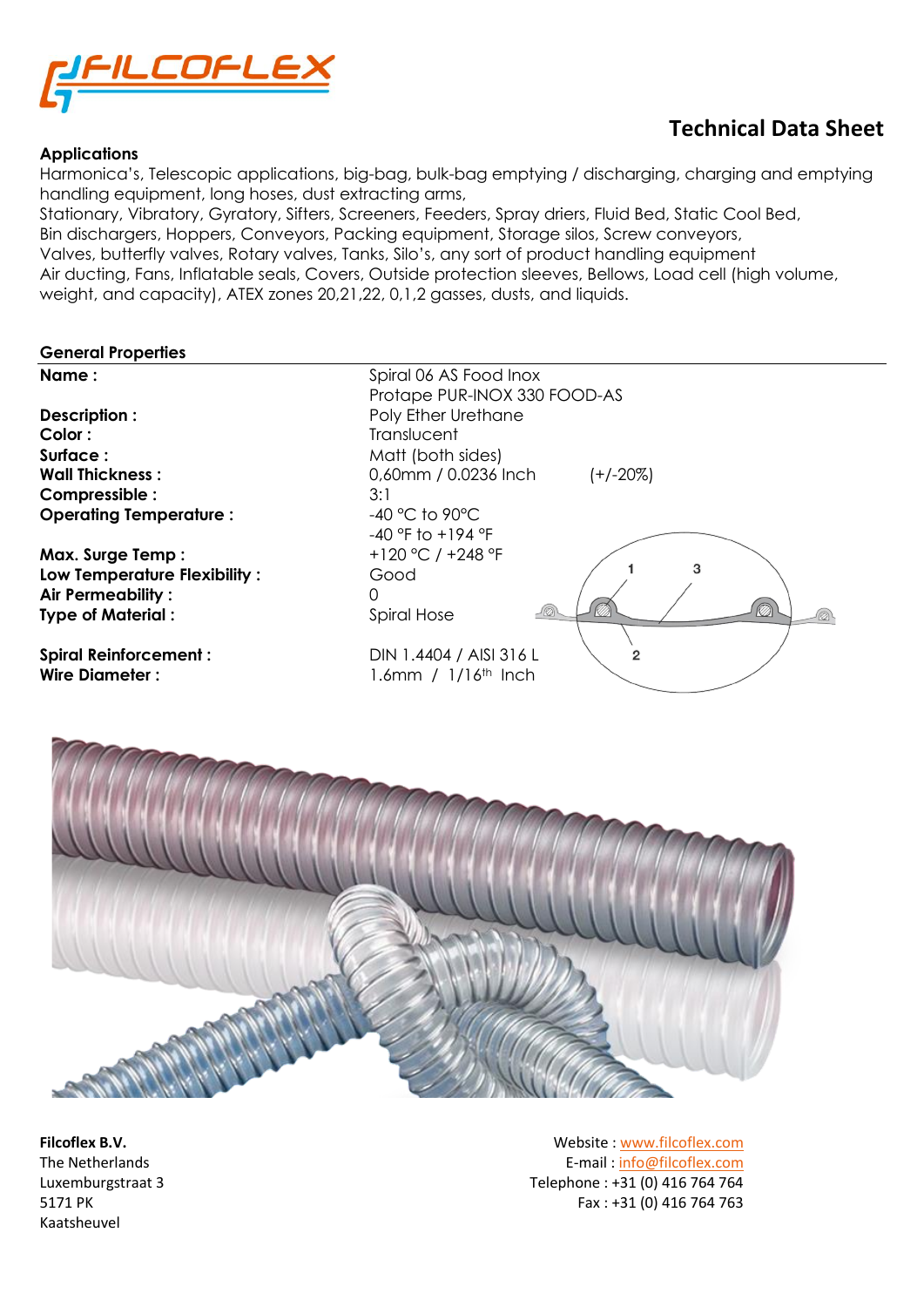# Technical Data Sheet

**Applications**

Harmonica's, Telescopic applications, big-bag, bulk-bag emptying / discharging, charging and emptying handling equipment, long hoses, dust extracting arms,
Stationary, Vibratory, Gyratory, Sifters, Screeners, Feeders, Spray driers, Fluid Bed, Static Cool Bed,
Bin dischargers, Hoppers, Conveyors, Packing equipment, Storage silos, Screw conveyors,
Valves, butterfly valves, Rotary valves, Tanks, Silo's, any sort of product handling equipment
Air ducting, Fans, Inflatable seals, Covers, Outside protection sleeves, Bellows, Load cell (high volume, weight, and capacity), ATEX zones 20,21,22, 0,1,2 gasses, dusts, and liquids.

## General Properties

| | |
|---|---|
| **Name :** | Spiral 06 AS Food Inox<br>Protape PUR-INOX 330 FOOD-AS |
| **Description :** | Poly Ether Urethane |
| **Color :** | Translucent |
| **Surface :** | Matt (both sides) |
| **Wall Thickness :** | 0,60mm / 0.0236 Inch (+/-20%) |
| **Compressible :** | 3:1 |
| **Operating Temperature :** | -40 °C to 90°C<br>-40 °F to +194 °F |
| **Max. Surge Temp :** | +120 °C / +248 °F |
| **Low Temperature Flexibility :** | Good |
| **Air Permeability :** | 0 |
| **Type of Material :** | Spiral Hose |
| **Spiral Reinforcement :** | DIN 1.4404 / AISI 316 L |
| **Wire Diameter :** | 1.6mm / 1/16th Inch |

**Filcoflex B.V.**
The Netherlands
Luxemburgstraat 3
5171 PK
Kaatsheuvel

Website : www.filcoflex.com
E-mail : info@filcoflex.com
Telephone : +31 (0) 416 764 764
Fax : +31 (0) 416 764 763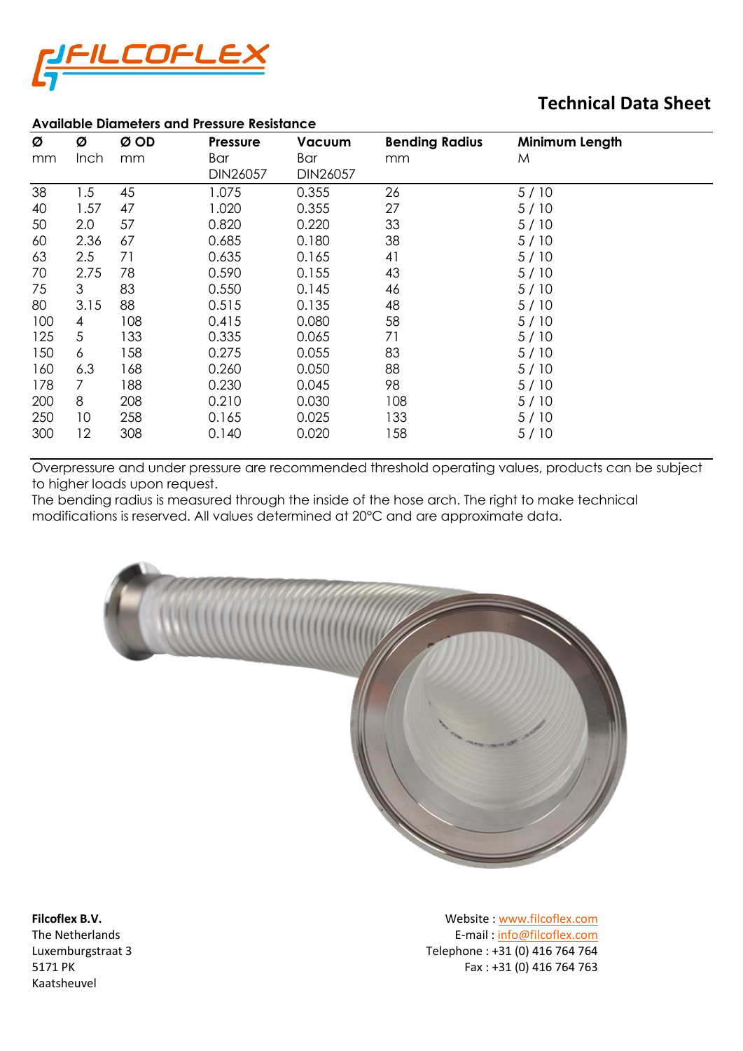# Technical Data Sheet

**Available Diameters and Pressure Resistance**

| **Ø** mm | **Ø** Inch | **Ø OD** mm | **Pressure** Bar DIN26057 | **Vacuum** Bar DIN26057 | **Bending Radius** mm | **Minimum Length** M |
|---|---|---|---|---|---|---|
| 38 | 1.5 | 45 | 1.075 | 0.355 | 26 | 5 / 10 |
| 40 | 1.57 | 47 | 1.020 | 0.355 | 27 | 5 / 10 |
| 50 | 2.0 | 57 | 0.820 | 0.220 | 33 | 5 / 10 |
| 60 | 2.36 | 67 | 0.685 | 0.180 | 38 | 5 / 10 |
| 63 | 2.5 | 71 | 0.635 | 0.165 | 41 | 5 / 10 |
| 70 | 2.75 | 78 | 0.590 | 0.155 | 43 | 5 / 10 |
| 75 | 3 | 83 | 0.550 | 0.145 | 46 | 5 / 10 |
| 80 | 3.15 | 88 | 0.515 | 0.135 | 48 | 5 / 10 |
| 100 | 4 | 108 | 0.415 | 0.080 | 58 | 5 / 10 |
| 125 | 5 | 133 | 0.335 | 0.065 | 71 | 5 / 10 |
| 150 | 6 | 158 | 0.275 | 0.055 | 83 | 5 / 10 |
| 160 | 6.3 | 168 | 0.260 | 0.050 | 88 | 5 / 10 |
| 178 | 7 | 188 | 0.230 | 0.045 | 98 | 5 / 10 |
| 200 | 8 | 208 | 0.210 | 0.030 | 108 | 5 / 10 |
| 250 | 10 | 258 | 0.165 | 0.025 | 133 | 5 / 10 |
| 300 | 12 | 308 | 0.140 | 0.020 | 158 | 5 / 10 |

Overpressure and under pressure are recommended threshold operating values, products can be subject to higher loads upon request.
The bending radius is measured through the inside of the hose arch. The right to make technical modifications is reserved. All values determined at 20°C and are approximate data.

**Filcoflex B.V.**
The Netherlands
Luxemburgstraat 3
5171 PK
Kaatsheuvel

Website : www.filcoflex.com
E-mail : info@filcoflex.com
Telephone : +31 (0) 416 764 764
Fax : +31 (0) 416 764 763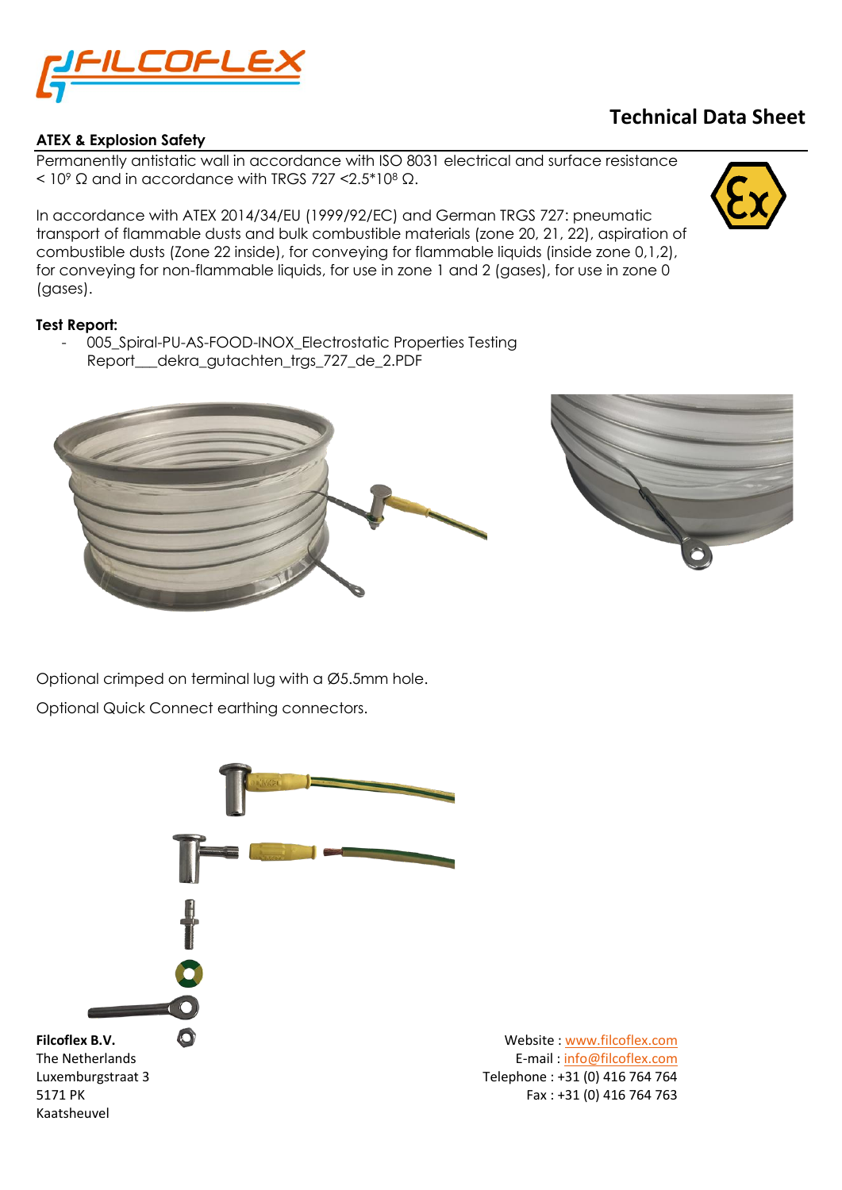# Technical Data Sheet

## ATEX & Explosion Safety

Permanently antistatic wall in accordance with ISO 8031 electrical and surface resistance < $10^9$ Ω and in accordance with TRGS 727 <$2.5*10^8$ Ω.

In accordance with ATEX 2014/34/EU (1999/92/EC) and German TRGS 727: pneumatic transport of flammable dusts and bulk combustible materials (zone 20, 21, 22), aspiration of combustible dusts (Zone 22 inside), for conveying for flammable liquids (inside zone 0,1,2), for conveying for non-flammable liquids, for use in zone 1 and 2 (gases), for use in zone 0 (gases).

**Test Report:**

- 005_Spiral-PU-AS-FOOD-INOX_Electrostatic Properties Testing Report___dekra_gutachten_trgs_727_de_2.PDF

Optional crimped on terminal lug with a Ø5.5mm hole.

Optional Quick Connect earthing connectors.

**Filcoflex B.V.**
The Netherlands
Luxemburgstraat 3
5171 PK
Kaatsheuvel

Website : www.filcoflex.com
E-mail : info@filcoflex.com
Telephone : +31 (0) 416 764 764
Fax : +31 (0) 416 764 763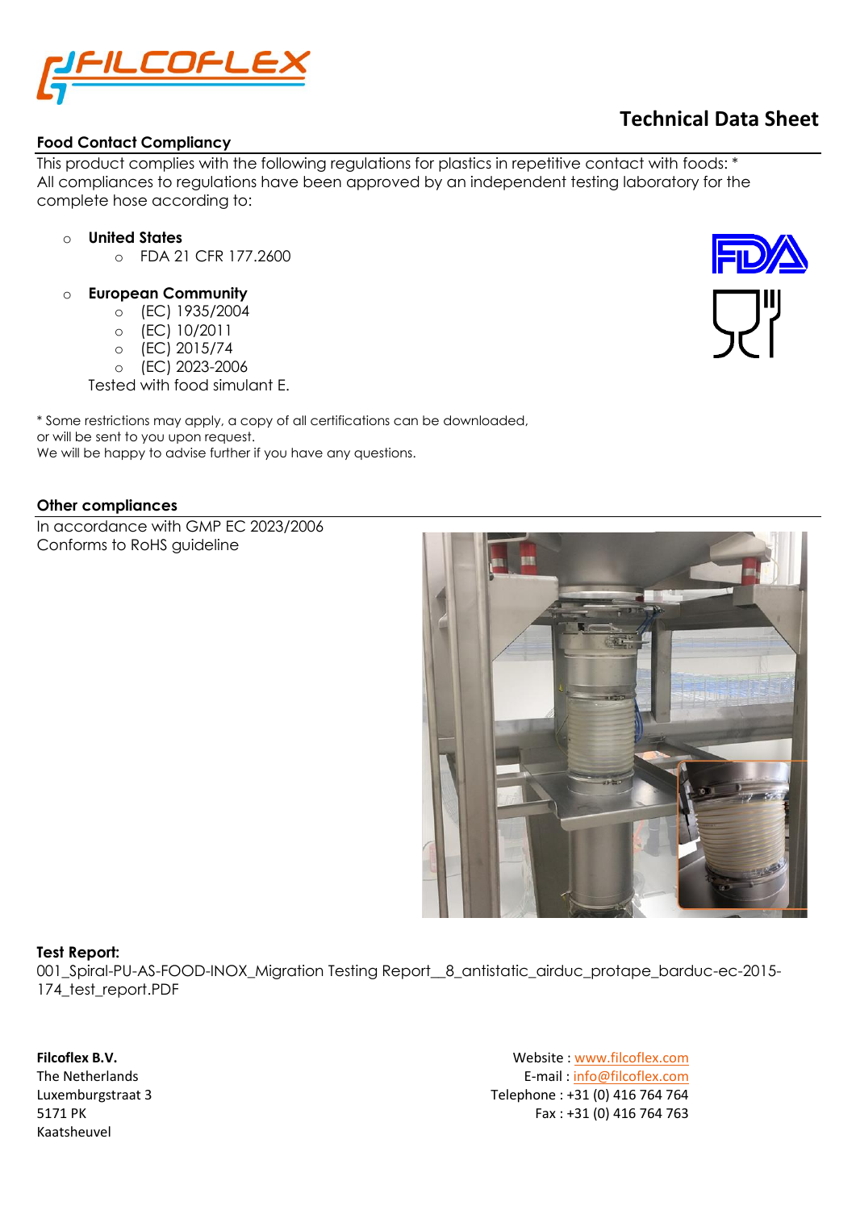# Technical Data Sheet

## Food Contact Compliancy

This product complies with the following regulations for plastics in repetitive contact with foods: *
All compliances to regulations have been approved by an independent testing laboratory for the complete hose according to:

- **United States**
  - FDA 21 CFR 177.2600
- **European Community**
  - (EC) 1935/2004
  - (EC) 10/2011
  - (EC) 2015/74
  - (EC) 2023-2006

  Tested with food simulant E.

* Some restrictions may apply, a copy of all certifications can be downloaded, or will be sent to you upon request.
We will be happy to advise further if you have any questions.

## Other compliances

In accordance with GMP EC 2023/2006
Conforms to RoHS guideline

**Test Report:**
001_Spiral-PU-AS-FOOD-INOX_Migration Testing Report__8_antistatic_airduc_protape_barduc-ec-2015-174_test_report.PDF

**Filcoflex B.V.**
The Netherlands
Luxemburgstraat 3
5171 PK
Kaatsheuvel

Website : www.filcoflex.com
E-mail : info@filcoflex.com
Telephone : +31 (0) 416 764 764
Fax : +31 (0) 416 764 763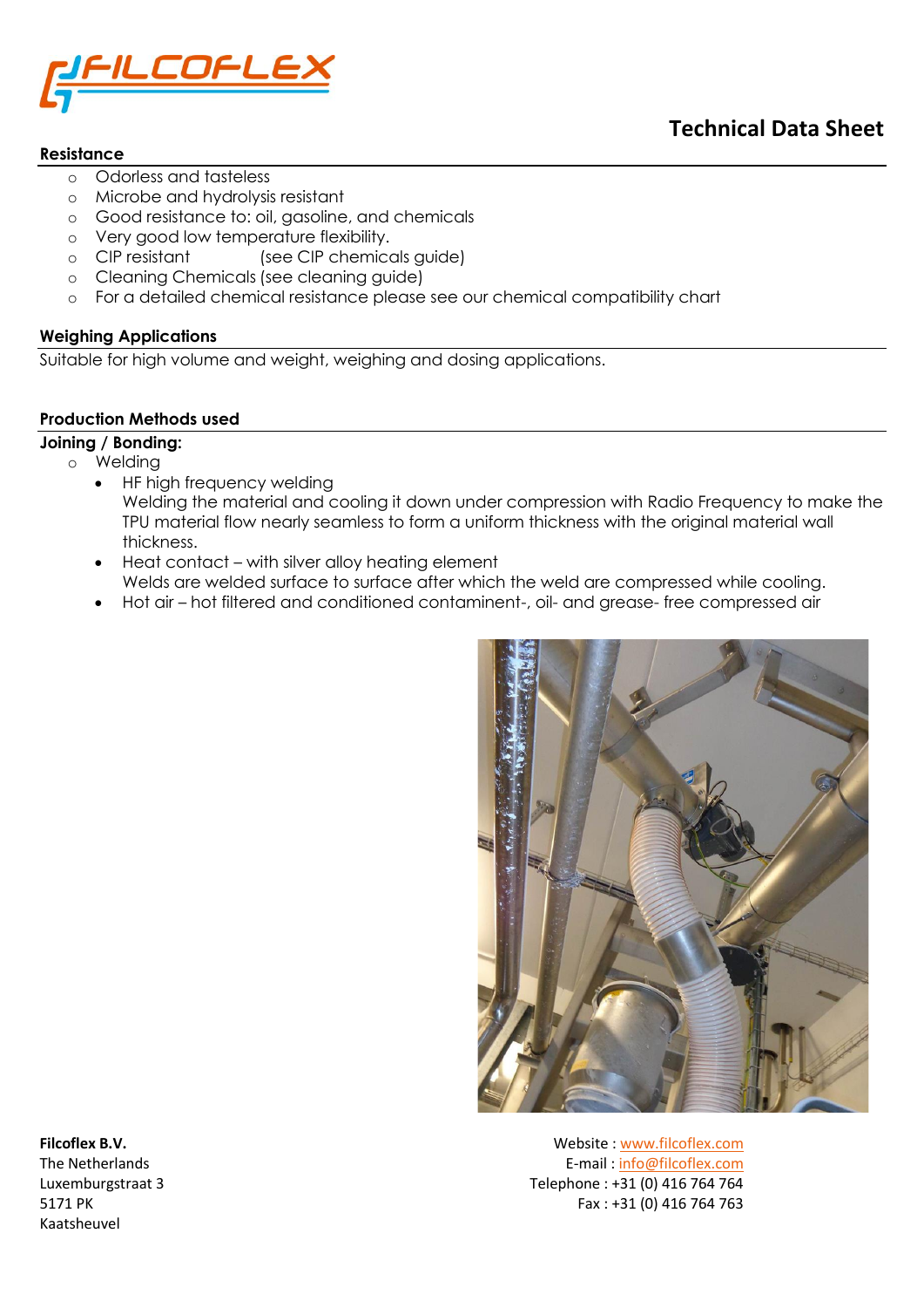Technical Data Sheet

## Resistance

- Odorless and tasteless
- Microbe and hydrolysis resistant
- Good resistance to: oil, gasoline, and chemicals
- Very good low temperature flexibility.
- CIP resistant (see CIP chemicals guide)
- Cleaning Chemicals (see cleaning guide)
- For a detailed chemical resistance please see our chemical compatibility chart

## Weighing Applications

Suitable for high volume and weight, weighing and dosing applications.

## Production Methods used

**Joining / Bonding:**

- Welding
  - HF high frequency welding
    Welding the material and cooling it down under compression with Radio Frequency to make the TPU material flow nearly seamless to form a uniform thickness with the original material wall thickness.
  - Heat contact – with silver alloy heating element
    Welds are welded surface to surface after which the weld are compressed while cooling.
  - Hot air – hot filtered and conditioned contaminent-, oil- and grease- free compressed air

**Filcoflex B.V.**
The Netherlands
Luxemburgstraat 3
5171 PK
Kaatsheuvel

Website : www.filcoflex.com
E-mail : info@filcoflex.com
Telephone : +31 (0) 416 764 764
Fax : +31 (0) 416 764 763